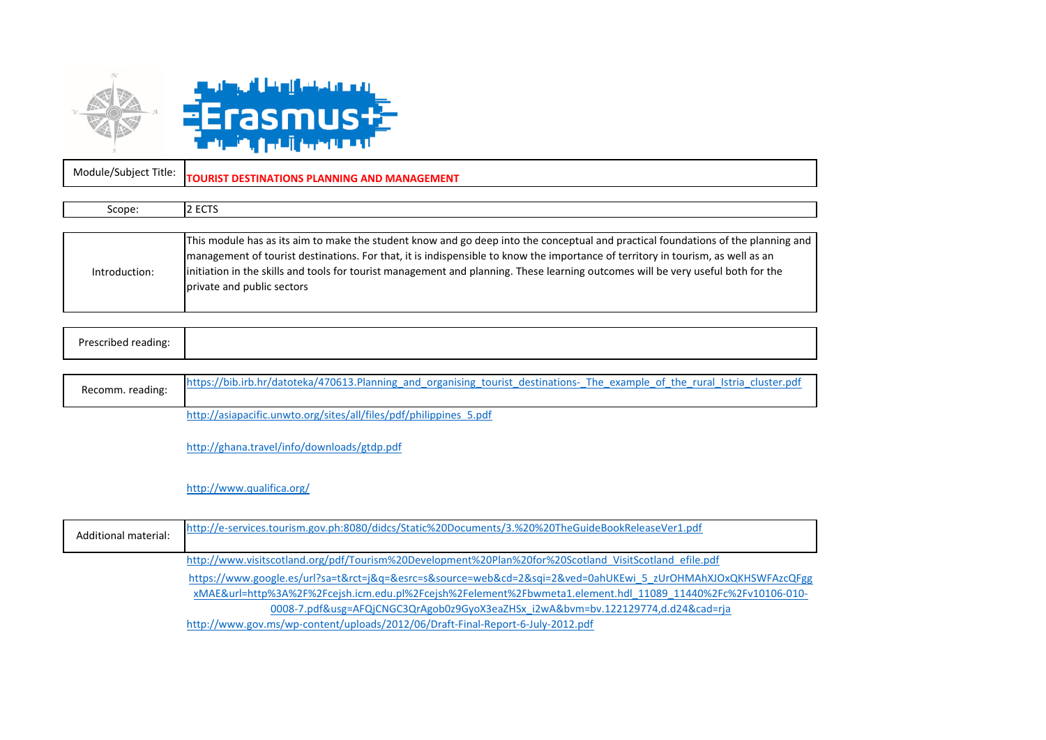| Module/Subject Title: | **TOURIST DESTINATIONS PLANNING AND MANAGEMENT** |
|---|---|
| Scope: | 2 ECTS |
| Introduction: | This module has as its aim to make the student know and go deep into the conceptual and practical foundations of the planning and management of tourist destinations. For that, it is indispensible to know the importance of territory in tourism, as well as an initiation in the skills and tools for tourist management and planning. These learning outcomes will be very useful both for the private and public sectors |
| Prescribed reading: | |
| Recomm. reading: | https://bib.irb.hr/datoteka/470613.Planning_and_organising_tourist_destinations-_The_example_of_the_rural_Istria_cluster.pdf |
| | http://asiapacific.unwto.org/sites/all/files/pdf/philippines_5.pdf |
| | http://ghana.travel/info/downloads/gtdp.pdf |
| | http://www.qualifica.org/ |
| Additional material: | http://e-services.tourism.gov.ph:8080/didcs/Static%20Documents/3.%20%20TheGuideBookReleaseVer1.pdf |
| | http://www.visitscotland.org/pdf/Tourism%20Development%20Plan%20for%20Scotland_VisitScotland_efile.pdf |
| | https://www.google.es/url?sa=t&rct=j&q=&esrc=s&source=web&cd=2&sqi=2&ved=0ahUKEwi_5_zUrOHMAhXJOxQKHSWFAzcQFggxMAE&url=http%3A%2F%2Fcejsh.icm.edu.pl%2Fcejsh%2Felement%2Fbwmeta1.element.hdl_11089_11440%2Fc%2Fv10106-010-0008-7.pdf&usg=AFQjCNGC3QrAgob0z9GyoX3eaZHSx_i2wA&bvm=bv.122129774,d.d24&cad=rja |
| | http://www.gov.ms/wp-content/uploads/2012/06/Draft-Final-Report-6-July-2012.pdf |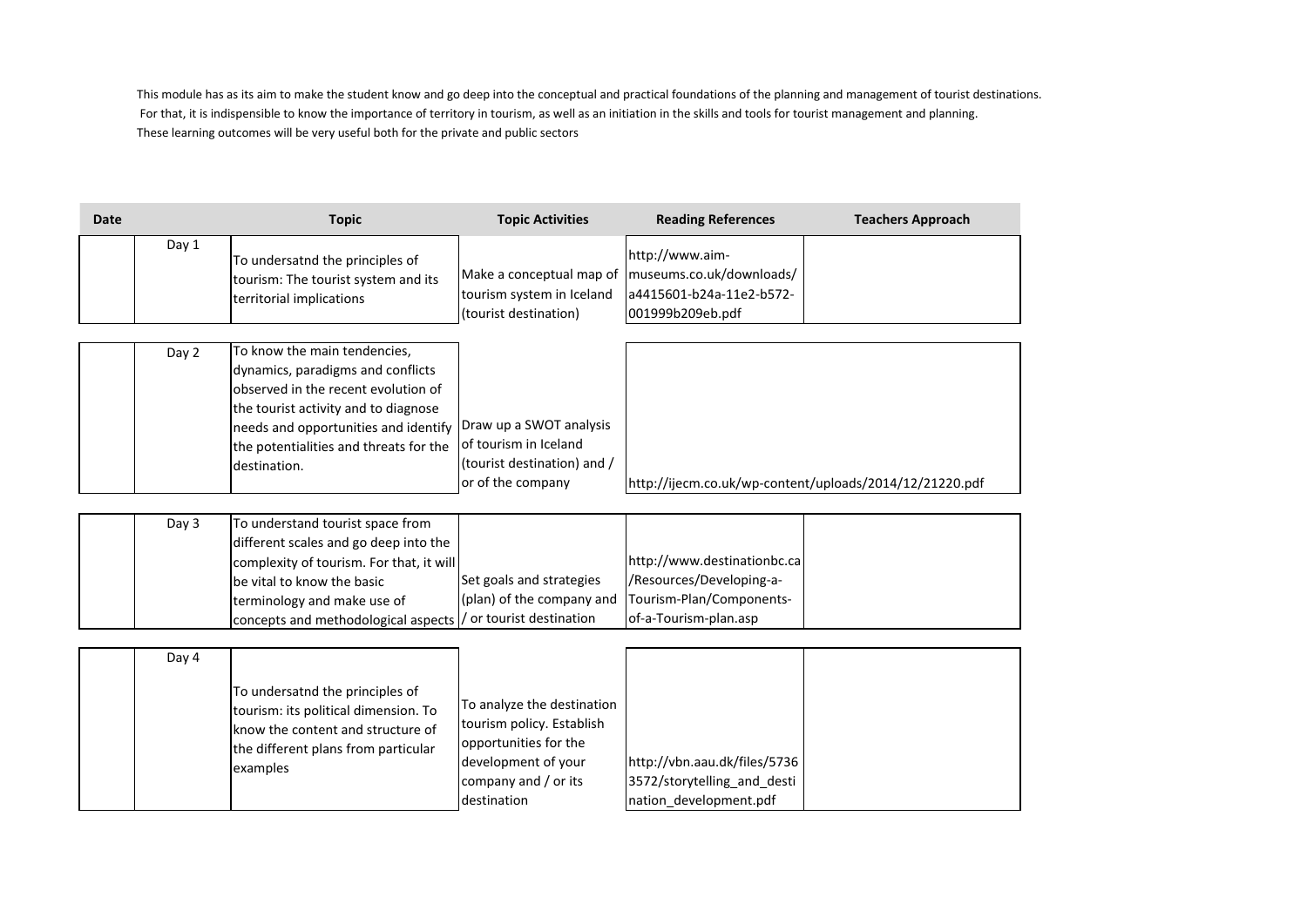This module has as its aim to make the student know and go deep into the conceptual and practical foundations of the planning and management of tourist destinations.
For that, it is indispensible to know the importance of territory in tourism, as well as an initiation in the skills and tools for tourist management and planning.
These learning outcomes will be very useful both for the private and public sectors

| Date | | Topic | Topic Activities | Reading References | Teachers Approach |
|---|---|---|---|---|---|
| | Day 1 | To undersatnd the principles of tourism: The tourist system and its territorial implications | Make a conceptual map of tourism system in Iceland (tourist destination) | http://www.aim-museums.co.uk/downloads/a4415601-b24a-11e2-b572-001999b209eb.pdf | |
| | Day 2 | To know the main tendencies, dynamics, paradigms and conflicts observed in the recent evolution of the tourist activity and to diagnose needs and opportunities and identify the potentialities and threats for the destination. | Draw up a SWOT analysis of tourism in Iceland (tourist destination) and / or of the company | http://ijecm.co.uk/wp-content/uploads/2014/12/21220.pdf | |
| | Day 3 | To understand tourist space from different scales and go deep into the complexity of tourism. For that, it will be vital to know the basic terminology and make use of concepts and methodological aspects | Set goals and strategies (plan) of the company and / or tourist destination | http://www.destinationbc.ca/Resources/Developing-a-Tourism-Plan/Components-of-a-Tourism-plan.asp | |
| | Day 4 | To undersatnd the principles of tourism: its political dimension. To know the content and structure of the different plans from particular examples | To analyze the destination tourism policy. Establish opportunities for the development of your company and / or its destination | http://vbn.aau.dk/files/57363572/storytelling_and_destination_development.pdf | |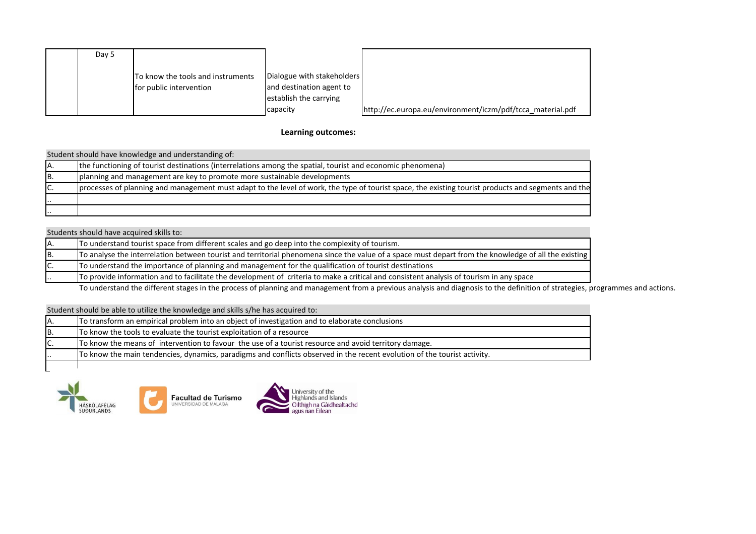| | | | | |
|---|---|---|---|---|
| | Day 5 | To know the tools and instruments for public intervention | Dialogue with stakeholders and destination agent to establish the carrying capacity | http://ec.europa.eu/environment/iczm/pdf/tcca_material.pdf |

**Learning outcomes:**

| Student should have knowledge and understanding of: | |
|---|---|
| A. | the functioning of tourist destinations (interrelations among the spatial, tourist and economic phenomena) |
| B. | planning and management are key to promote more sustainable developments |
| C. | processes of planning and management must adapt to the level of work, the type of tourist space, the existing tourist products and segments and the |
| .. | |
| .. | |

| Students should have acquired skills to: | |
|---|---|
| A. | To understand tourist space from different scales and go deep into the complexity of tourism. |
| B. | To analyse the interrelation between tourist and territorial phenomena since the value of a space must depart from the knowledge of all the existing |
| C. | To understand the importance of planning and management for the qualification of tourist destinations |
| .. | To provide information and to facilitate the development of criteria to make a critical and consistent analysis of tourism in any space |
| | To understand the different stages in the process of planning and management from a previous analysis and diagnosis to the definition of strategies, programmes and actions. |

| Student should be able to utilize the knowledge and skills s/he has acquired to: | |
|---|---|
| A. | To transform an empirical problem into an object of investigation and to elaborate conclusions |
| B. | To know the tools to evaluate the tourist exploitation of a resource |
| C. | To know the means of intervention to favour the use of a tourist resource and avoid territory damage. |
| .. | To know the main tendencies, dynamics, paradigms and conflicts observed in the recent evolution of the tourist activity. |

HÁSKÓLAFÉLAG SUÐURLANDS

Facultad de Turismo
UNIVERSIDAD DE MÁLAGA

University of the Highlands and Islands
Oilthigh na Gàidhealtachd agus nan Eilean